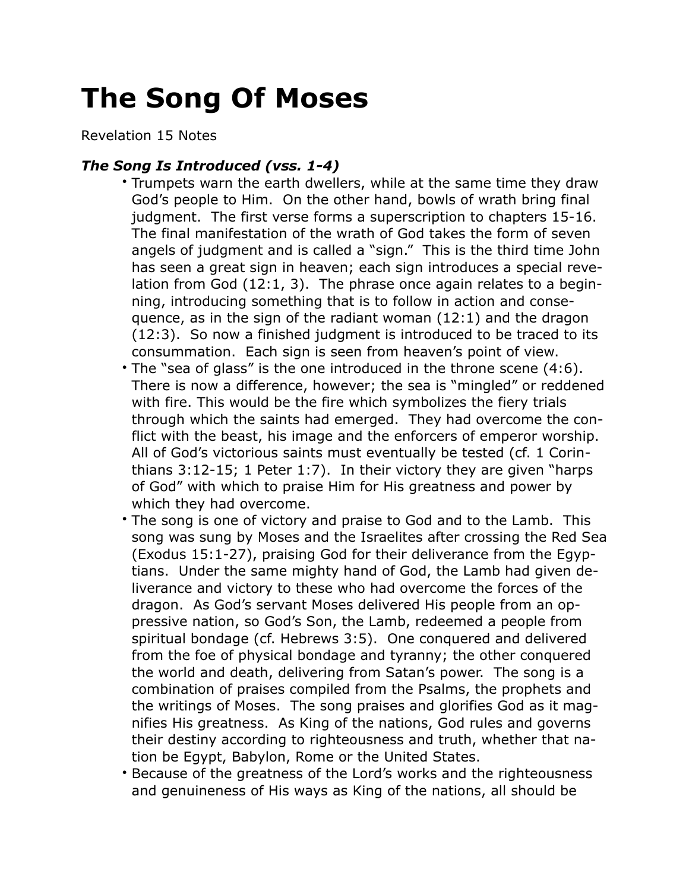# The Song Of Moses

Revelation 15 Notes

### *The Song Is Introduced (vss. 1-4)*

- Trumpets warn the earth dwellers, while at the same time they draw God's people to Him. On the other hand, bowls of wrath bring final judgment. The first verse forms a superscription to chapters 15-16. The final manifestation of the wrath of God takes the form of seven angels of judgment and is called a "sign." This is the third time John has seen a great sign in heaven; each sign introduces a special revelation from God (12:1, 3). The phrase once again relates to a beginning, introducing something that is to follow in action and consequence, as in the sign of the radiant woman (12:1) and the dragon (12:3). So now a finished judgment is introduced to be traced to its consummation. Each sign is seen from heaven's point of view.
- The "sea of glass" is the one introduced in the throne scene (4:6). There is now a difference, however; the sea is "mingled" or reddened with fire. This would be the fire which symbolizes the fiery trials through which the saints had emerged. They had overcome the conflict with the beast, his image and the enforcers of emperor worship. All of God's victorious saints must eventually be tested (cf. 1 Corinthians 3:12-15; 1 Peter 1:7). In their victory they are given "harps of God" with which to praise Him for His greatness and power by which they had overcome.
- The song is one of victory and praise to God and to the Lamb. This song was sung by Moses and the Israelites after crossing the Red Sea (Exodus 15:1-27), praising God for their deliverance from the Egyptians. Under the same mighty hand of God, the Lamb had given deliverance and victory to these who had overcome the forces of the dragon. As God's servant Moses delivered His people from an oppressive nation, so God's Son, the Lamb, redeemed a people from spiritual bondage (cf. Hebrews 3:5). One conquered and delivered from the foe of physical bondage and tyranny; the other conquered the world and death, delivering from Satan's power. The song is a combination of praises compiled from the Psalms, the prophets and the writings of Moses. The song praises and glorifies God as it magnifies His greatness. As King of the nations, God rules and governs their destiny according to righteousness and truth, whether that nation be Egypt, Babylon, Rome or the United States.
- Because of the greatness of the Lord's works and the righteousness and genuineness of His ways as King of the nations, all should be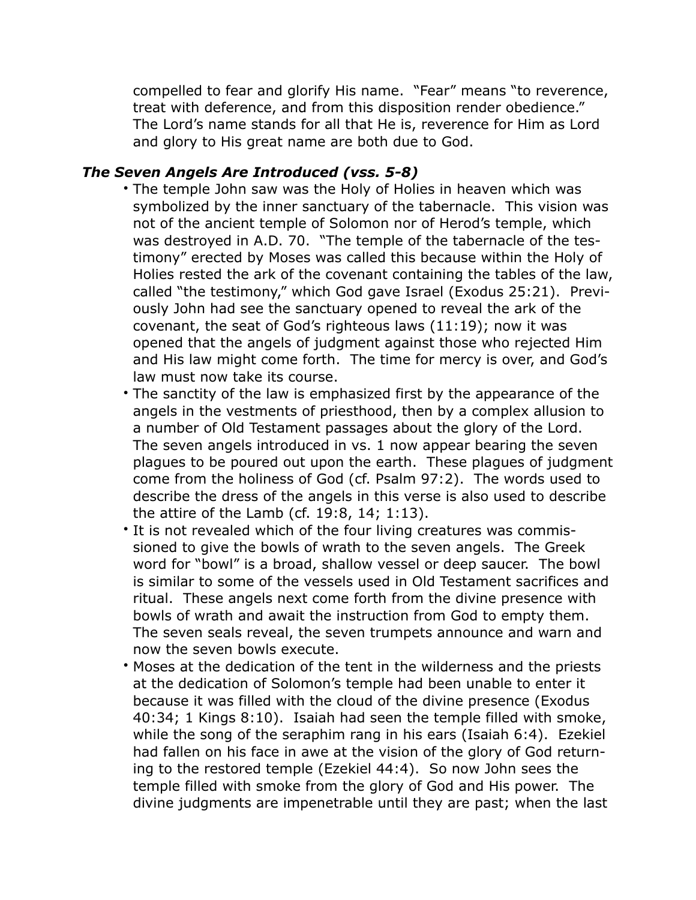compelled to fear and glorify His name. "Fear" means "to reverence, treat with deference, and from this disposition render obedience." The Lord's name stands for all that He is, reverence for Him as Lord and glory to His great name are both due to God.

### *The Seven Angels Are Introduced (vss. 5-8)*

- The temple John saw was the Holy of Holies in heaven which was symbolized by the inner sanctuary of the tabernacle. This vision was not of the ancient temple of Solomon nor of Herod's temple, which was destroyed in A.D. 70. "The temple of the tabernacle of the testimony" erected by Moses was called this because within the Holy of Holies rested the ark of the covenant containing the tables of the law, called "the testimony," which God gave Israel (Exodus 25:21). Previously John had see the sanctuary opened to reveal the ark of the covenant, the seat of God's righteous laws (11:19); now it was opened that the angels of judgment against those who rejected Him and His law might come forth. The time for mercy is over, and God's law must now take its course.
- The sanctity of the law is emphasized first by the appearance of the angels in the vestments of priesthood, then by a complex allusion to a number of Old Testament passages about the glory of the Lord. The seven angels introduced in vs. 1 now appear bearing the seven plagues to be poured out upon the earth. These plagues of judgment come from the holiness of God (cf. Psalm 97:2). The words used to describe the dress of the angels in this verse is also used to describe the attire of the Lamb (cf. 19:8, 14; 1:13).
- It is not revealed which of the four living creatures was commissioned to give the bowls of wrath to the seven angels. The Greek word for "bowl" is a broad, shallow vessel or deep saucer. The bowl is similar to some of the vessels used in Old Testament sacrifices and ritual. These angels next come forth from the divine presence with bowls of wrath and await the instruction from God to empty them. The seven seals reveal, the seven trumpets announce and warn and now the seven bowls execute.
- Moses at the dedication of the tent in the wilderness and the priests at the dedication of Solomon's temple had been unable to enter it because it was filled with the cloud of the divine presence (Exodus 40:34; 1 Kings 8:10). Isaiah had seen the temple filled with smoke, while the song of the seraphim rang in his ears (Isaiah 6:4). Ezekiel had fallen on his face in awe at the vision of the glory of God returning to the restored temple (Ezekiel 44:4). So now John sees the temple filled with smoke from the glory of God and His power. The divine judgments are impenetrable until they are past; when the last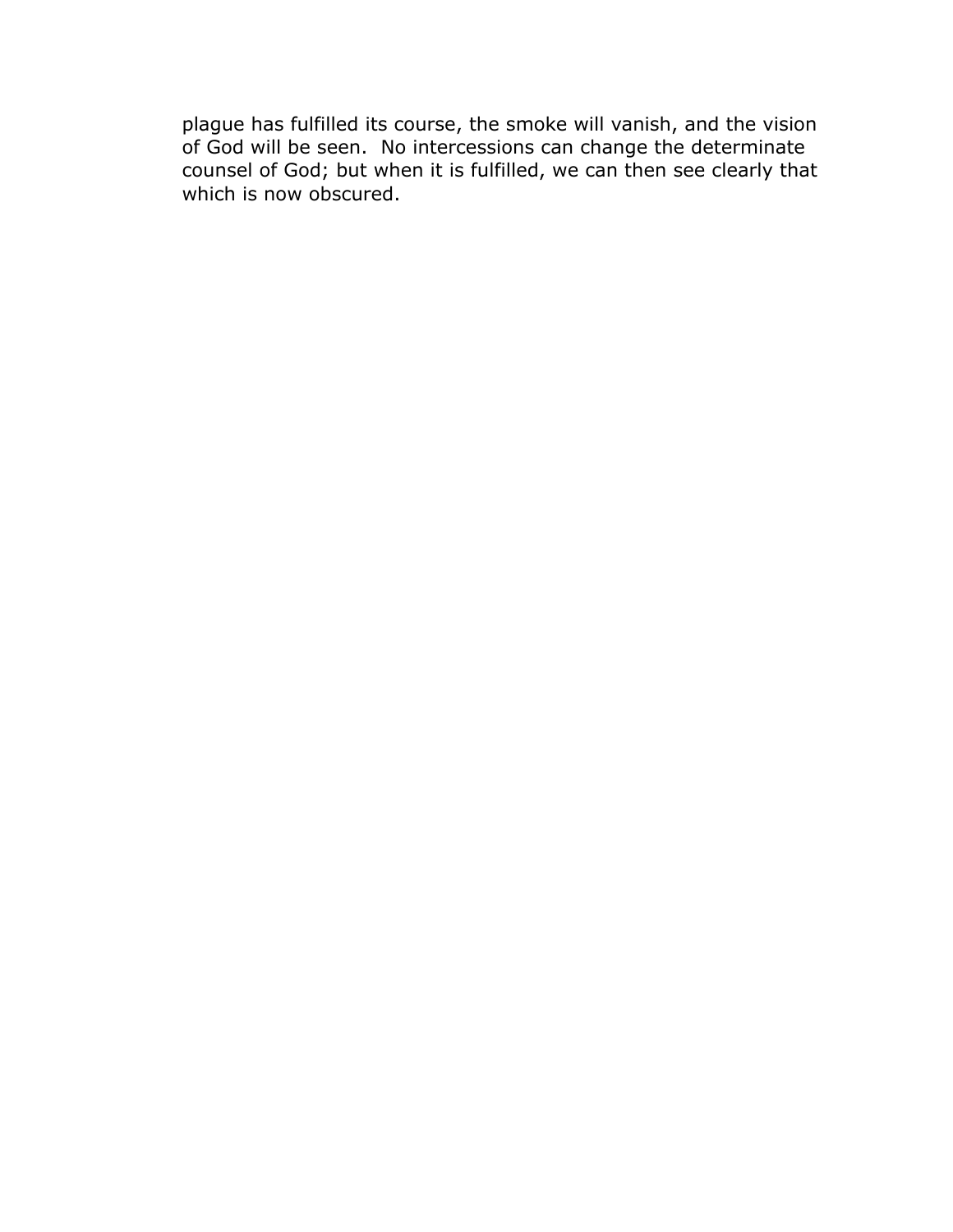plague has fulfilled its course, the smoke will vanish, and the vision of God will be seen. No intercessions can change the determinate counsel of God; but when it is fulfilled, we can then see clearly that which is now obscured.